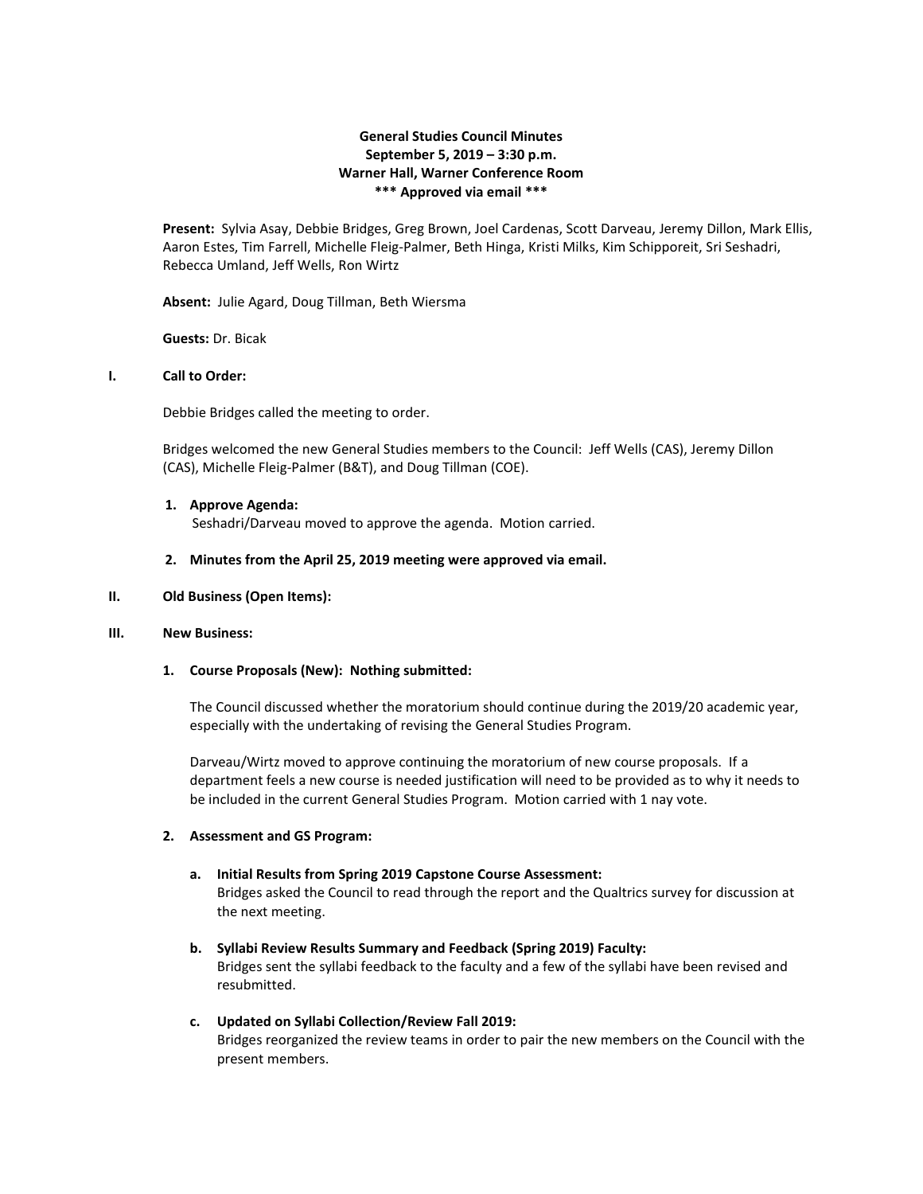**General Studies Council Minutes**
**September 5, 2019 – 3:30 p.m.**
**Warner Hall, Warner Conference Room**
**\*\*\* Approved via email \*\*\***

**Present:** Sylvia Asay, Debbie Bridges, Greg Brown, Joel Cardenas, Scott Darveau, Jeremy Dillon, Mark Ellis, Aaron Estes, Tim Farrell, Michelle Fleig-Palmer, Beth Hinga, Kristi Milks, Kim Schipporeit, Sri Seshadri, Rebecca Umland, Jeff Wells, Ron Wirtz

**Absent:** Julie Agard, Doug Tillman, Beth Wiersma

**Guests:** Dr. Bicak

## I. Call to Order:

Debbie Bridges called the meeting to order.

Bridges welcomed the new General Studies members to the Council: Jeff Wells (CAS), Jeremy Dillon (CAS), Michelle Fleig-Palmer (B&T), and Doug Tillman (COE).

1. **Approve Agenda:**
   Seshadri/Darveau moved to approve the agenda. Motion carried.

2. **Minutes from the April 25, 2019 meeting were approved via email.**

## II. Old Business (Open Items):

## III. New Business:

1. **Course Proposals (New): Nothing submitted:**

   The Council discussed whether the moratorium should continue during the 2019/20 academic year, especially with the undertaking of revising the General Studies Program.

   Darveau/Wirtz moved to approve continuing the moratorium of new course proposals. If a department feels a new course is needed justification will need to be provided as to why it needs to be included in the current General Studies Program. Motion carried with 1 nay vote.

2. **Assessment and GS Program:**

   a. **Initial Results from Spring 2019 Capstone Course Assessment:**
      Bridges asked the Council to read through the report and the Qualtrics survey for discussion at the next meeting.

   b. **Syllabi Review Results Summary and Feedback (Spring 2019) Faculty:**
      Bridges sent the syllabi feedback to the faculty and a few of the syllabi have been revised and resubmitted.

   c. **Updated on Syllabi Collection/Review Fall 2019:**
      Bridges reorganized the review teams in order to pair the new members on the Council with the present members.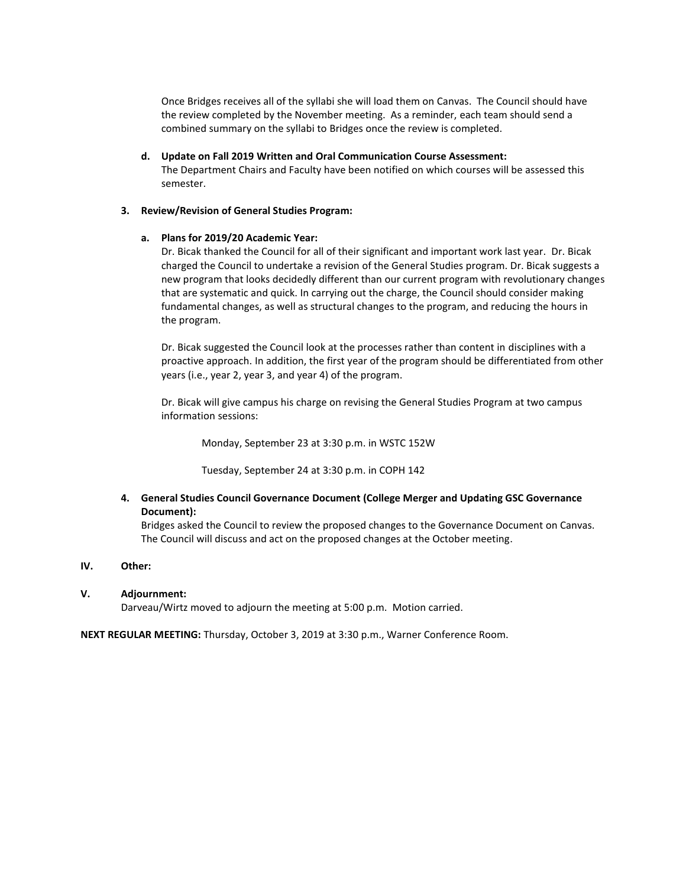Once Bridges receives all of the syllabi she will load them on Canvas. The Council should have the review completed by the November meeting. As a reminder, each team should send a combined summary on the syllabi to Bridges once the review is completed.

**d. Update on Fall 2019 Written and Oral Communication Course Assessment:**
The Department Chairs and Faculty have been notified on which courses will be assessed this semester.

**3. Review/Revision of General Studies Program:**

**a. Plans for 2019/20 Academic Year:**
Dr. Bicak thanked the Council for all of their significant and important work last year. Dr. Bicak charged the Council to undertake a revision of the General Studies program. Dr. Bicak suggests a new program that looks decidedly different than our current program with revolutionary changes that are systematic and quick. In carrying out the charge, the Council should consider making fundamental changes, as well as structural changes to the program, and reducing the hours in the program.

Dr. Bicak suggested the Council look at the processes rather than content in disciplines with a proactive approach. In addition, the first year of the program should be differentiated from other years (i.e., year 2, year 3, and year 4) of the program.

Dr. Bicak will give campus his charge on revising the General Studies Program at two campus information sessions:

Monday, September 23 at 3:30 p.m. in WSTC 152W

Tuesday, September 24 at 3:30 p.m. in COPH 142

**4. General Studies Council Governance Document (College Merger and Updating GSC Governance Document):**
Bridges asked the Council to review the proposed changes to the Governance Document on Canvas. The Council will discuss and act on the proposed changes at the October meeting.

**IV. Other:**

**V. Adjournment:**
Darveau/Wirtz moved to adjourn the meeting at 5:00 p.m. Motion carried.

**NEXT REGULAR MEETING:** Thursday, October 3, 2019 at 3:30 p.m., Warner Conference Room.